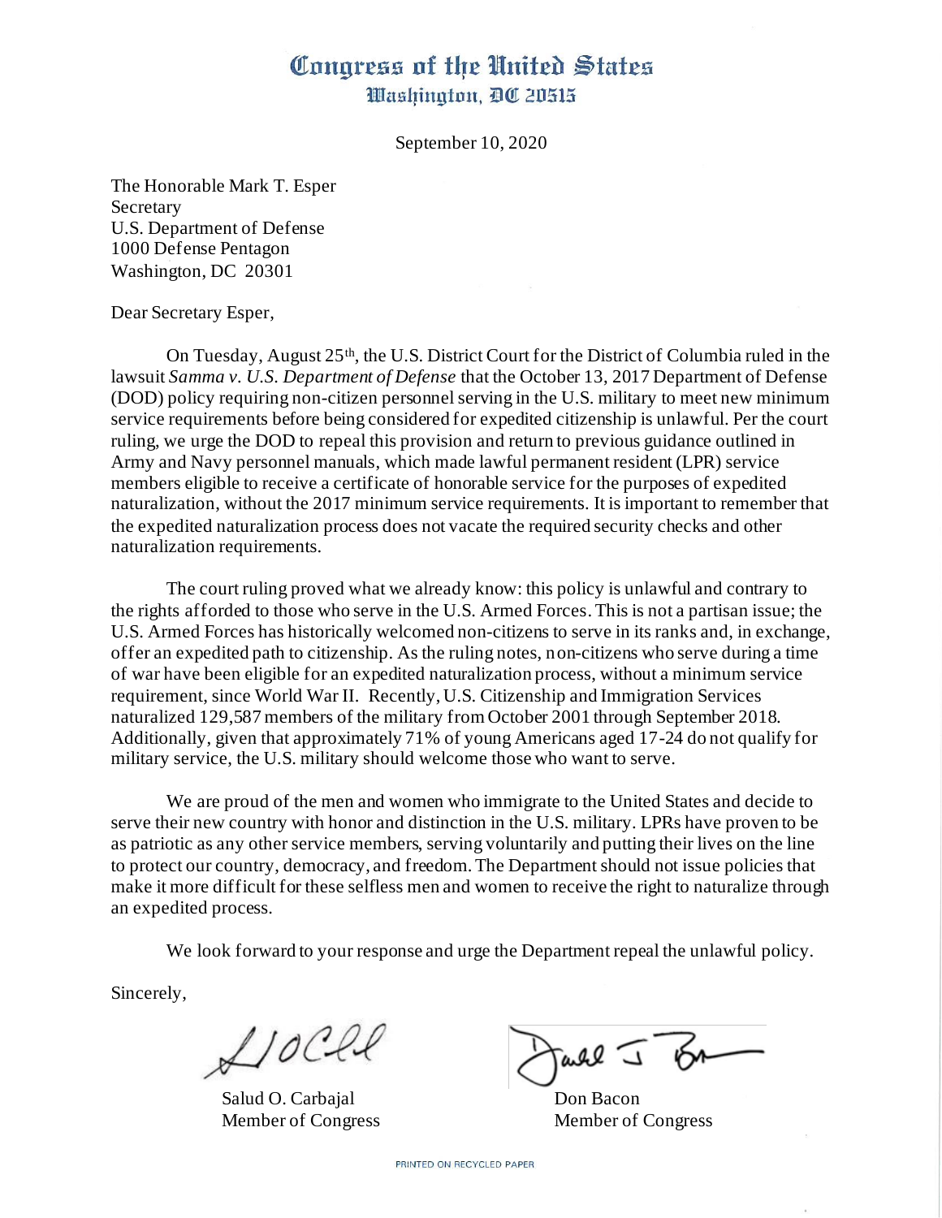# Congress of the United States
## Washington, DC 20515

September 10, 2020

The Honorable Mark T. Esper
Secretary
U.S. Department of Defense
1000 Defense Pentagon
Washington, DC 20301

Dear Secretary Esper,

On Tuesday, August 25th, the U.S. District Court for the District of Columbia ruled in the lawsuit *Samma v. U.S. Department of Defense* that the October 13, 2017 Department of Defense (DOD) policy requiring non-citizen personnel serving in the U.S. military to meet new minimum service requirements before being considered for expedited citizenship is unlawful. Per the court ruling, we urge the DOD to repeal this provision and return to previous guidance outlined in Army and Navy personnel manuals, which made lawful permanent resident (LPR) service members eligible to receive a certificate of honorable service for the purposes of expedited naturalization, without the 2017 minimum service requirements. It is important to remember that the expedited naturalization process does not vacate the required security checks and other naturalization requirements.

The court ruling proved what we already know: this policy is unlawful and contrary to the rights afforded to those who serve in the U.S. Armed Forces. This is not a partisan issue; the U.S. Armed Forces has historically welcomed non-citizens to serve in its ranks and, in exchange, offer an expedited path to citizenship. As the ruling notes, non-citizens who serve during a time of war have been eligible for an expedited naturalization process, without a minimum service requirement, since World War II. Recently, U.S. Citizenship and Immigration Services naturalized 129,587 members of the military from October 2001 through September 2018. Additionally, given that approximately 71% of young Americans aged 17-24 do not qualify for military service, the U.S. military should welcome those who want to serve.

We are proud of the men and women who immigrate to the United States and decide to serve their new country with honor and distinction in the U.S. military. LPRs have proven to be as patriotic as any other service members, serving voluntarily and putting their lives on the line to protect our country, democracy, and freedom. The Department should not issue policies that make it more difficult for these selfless men and women to receive the right to naturalize through an expedited process.

We look forward to your response and urge the Department repeal the unlawful policy.

Sincerely,

Salud O. Carbajal
Member of Congress

Don Bacon
Member of Congress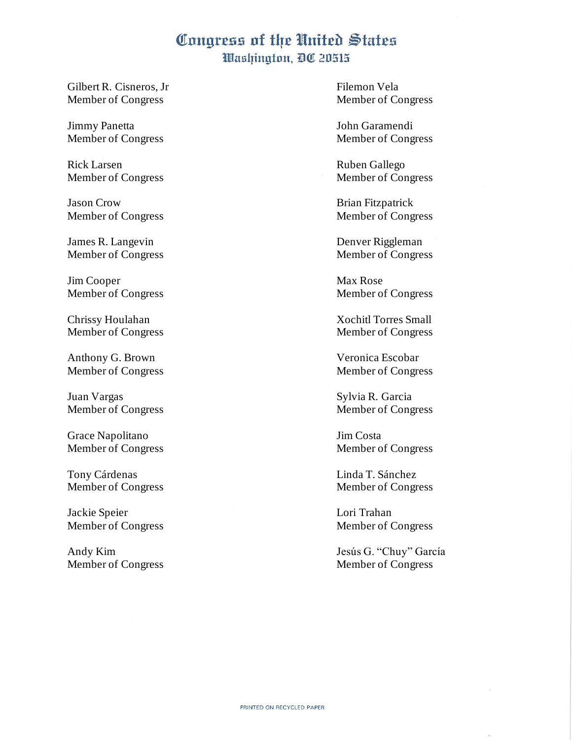# Congress of the United States
## Washington, DC 20515

Gilbert R. Cisneros, Jr
Member of Congress

Jimmy Panetta
Member of Congress

Rick Larsen
Member of Congress

Jason Crow
Member of Congress

James R. Langevin
Member of Congress

Jim Cooper
Member of Congress

Chrissy Houlahan
Member of Congress

Anthony G. Brown
Member of Congress

Juan Vargas
Member of Congress

Grace Napolitano
Member of Congress

Tony Cárdenas
Member of Congress

Jackie Speier
Member of Congress

Andy Kim
Member of Congress

Filemon Vela
Member of Congress

John Garamendi
Member of Congress

Ruben Gallego
Member of Congress

Brian Fitzpatrick
Member of Congress

Denver Riggleman
Member of Congress

Max Rose
Member of Congress

Xochitl Torres Small
Member of Congress

Veronica Escobar
Member of Congress

Sylvia R. Garcia
Member of Congress

Jim Costa
Member of Congress

Linda T. Sánchez
Member of Congress

Lori Trahan
Member of Congress

Jesús G. "Chuy" García
Member of Congress

PRINTED ON RECYCLED PAPER